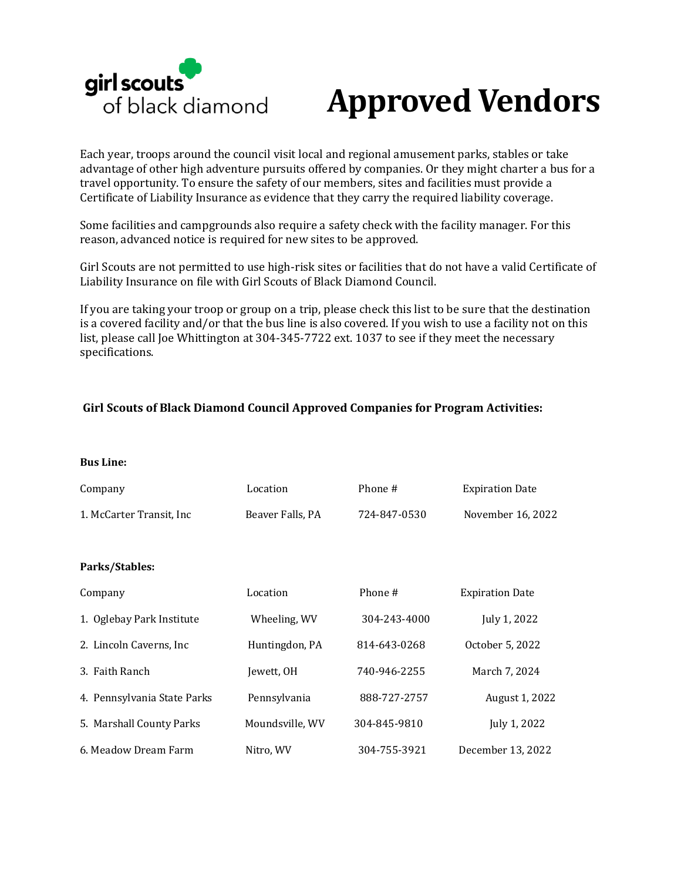girl scouts of black diamond

# Approved Vendors

Each year, troops around the council visit local and regional amusement parks, stables or take advantage of other high adventure pursuits offered by companies. Or they might charter a bus for a travel opportunity. To ensure the safety of our members, sites and facilities must provide a Certificate of Liability Insurance as evidence that they carry the required liability coverage.

Some facilities and campgrounds also require a safety check with the facility manager. For this reason, advanced notice is required for new sites to be approved.

Girl Scouts are not permitted to use high-risk sites or facilities that do not have a valid Certificate of Liability Insurance on file with Girl Scouts of Black Diamond Council.

If you are taking your troop or group on a trip, please check this list to be sure that the destination is a covered facility and/or that the bus line is also covered. If you wish to use a facility not on this list, please call Joe Whittington at 304-345-7722 ext. 1037 to see if they meet the necessary specifications.

## Girl Scouts of Black Diamond Council Approved Companies for Program Activities:

**Bus Line:**

| Company | Location | Phone # | Expiration Date |
|---|---|---|---|
| 1. McCarter Transit, Inc | Beaver Falls, PA | 724-847-0530 | November 16, 2022 |

**Parks/Stables:**

| Company | Location | Phone # | Expiration Date |
|---|---|---|---|
| 1. Oglebay Park Institute | Wheeling, WV | 304-243-4000 | July 1, 2022 |
| 2. Lincoln Caverns, Inc | Huntingdon, PA | 814-643-0268 | October 5, 2022 |
| 3. Faith Ranch | Jewett, OH | 740-946-2255 | March 7, 2024 |
| 4. Pennsylvania State Parks | Pennsylvania | 888-727-2757 | August 1, 2022 |
| 5. Marshall County Parks | Moundsville, WV | 304-845-9810 | July 1, 2022 |
| 6. Meadow Dream Farm | Nitro, WV | 304-755-3921 | December 13, 2022 |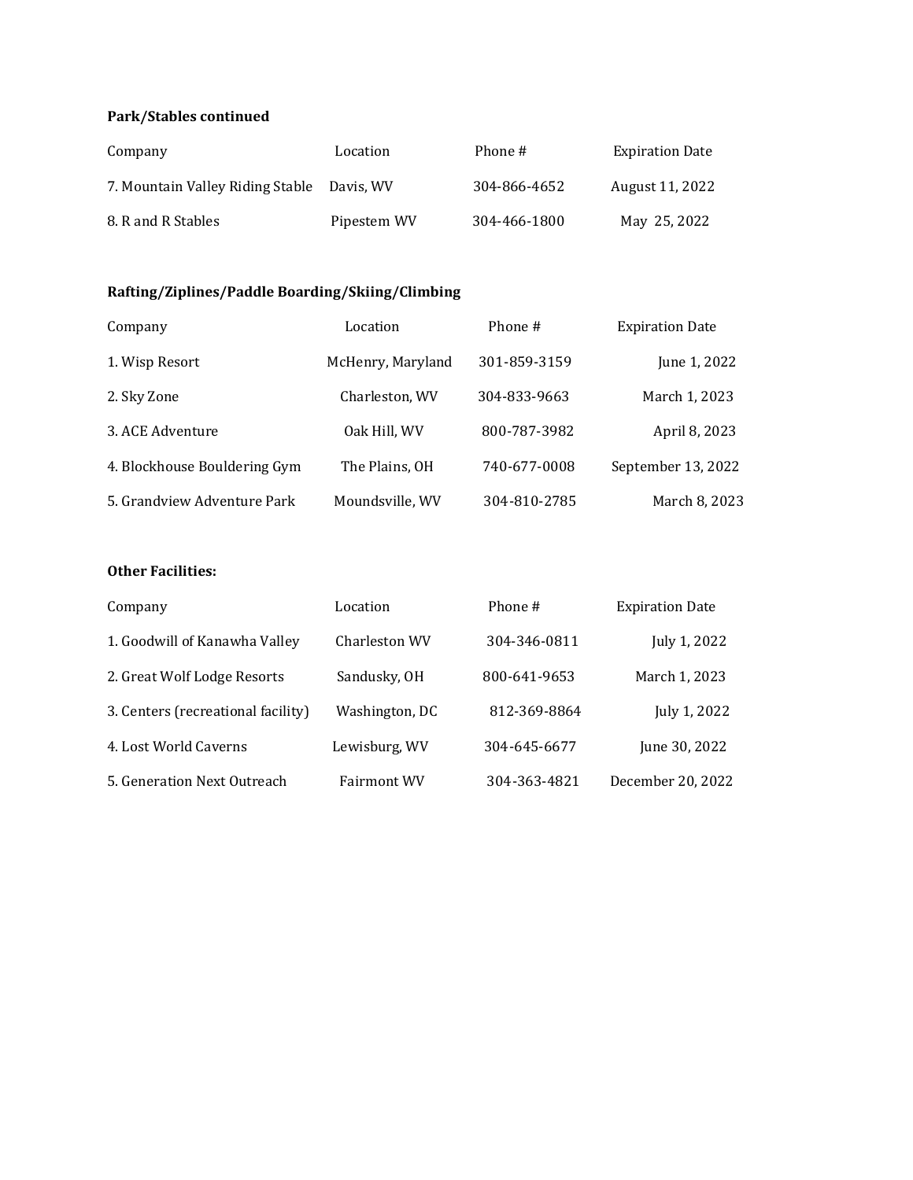**Park/Stables continued**

| Company | Location | Phone # | Expiration Date |
|---|---|---|---|
| 7. Mountain Valley Riding Stable | Davis, WV | 304-866-4652 | August 11, 2022 |
| 8. R and R Stables | Pipestem WV | 304-466-1800 | May 25, 2022 |

**Rafting/Ziplines/Paddle Boarding/Skiing/Climbing**

| Company | Location | Phone # | Expiration Date |
|---|---|---|---|
| 1. Wisp Resort | McHenry, Maryland | 301-859-3159 | June 1, 2022 |
| 2. Sky Zone | Charleston, WV | 304-833-9663 | March 1, 2023 |
| 3. ACE Adventure | Oak Hill, WV | 800-787-3982 | April 8, 2023 |
| 4. Blockhouse Bouldering Gym | The Plains, OH | 740-677-0008 | September 13, 2022 |
| 5. Grandview Adventure Park | Moundsville, WV | 304-810-2785 | March 8, 2023 |

**Other Facilities:**

| Company | Location | Phone # | Expiration Date |
|---|---|---|---|
| 1. Goodwill of Kanawha Valley | Charleston WV | 304-346-0811 | July 1, 2022 |
| 2. Great Wolf Lodge Resorts | Sandusky, OH | 800-641-9653 | March 1, 2023 |
| 3. Centers (recreational facility) | Washington, DC | 812-369-8864 | July 1, 2022 |
| 4. Lost World Caverns | Lewisburg, WV | 304-645-6677 | June 30, 2022 |
| 5. Generation Next Outreach | Fairmont WV | 304-363-4821 | December 20, 2022 |